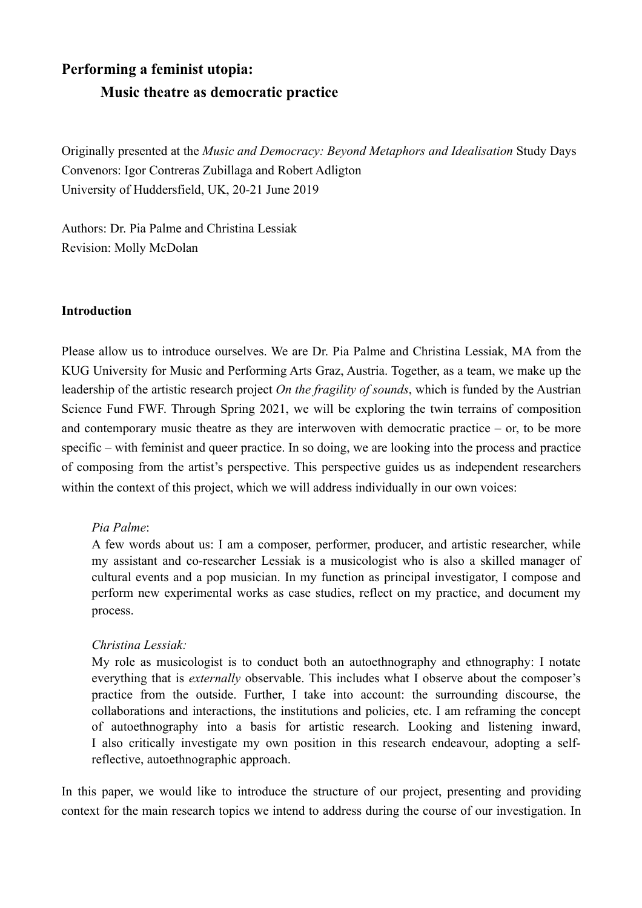# Performing a feminist utopia:
## Music theatre as democratic practice

Originally presented at the *Music and Democracy: Beyond Metaphors and Idealisation* Study Days
Convenors: Igor Contreras Zubillaga and Robert Adligton
University of Huddersfield, UK, 20-21 June 2019

Authors: Dr. Pia Palme and Christina Lessiak
Revision: Molly McDolan

### Introduction

Please allow us to introduce ourselves. We are Dr. Pia Palme and Christina Lessiak, MA from the KUG University for Music and Performing Arts Graz, Austria. Together, as a team, we make up the leadership of the artistic research project *On the fragility of sounds*, which is funded by the Austrian Science Fund FWF. Through Spring 2021, we will be exploring the twin terrains of composition and contemporary music theatre as they are interwoven with democratic practice – or, to be more specific – with feminist and queer practice. In so doing, we are looking into the process and practice of composing from the artist's perspective. This perspective guides us as independent researchers within the context of this project, which we will address individually in our own voices:

> *Pia Palme*:
> A few words about us: I am a composer, performer, producer, and artistic researcher, while my assistant and co-researcher Lessiak is a musicologist who is also a skilled manager of cultural events and a pop musician. In my function as principal investigator, I compose and perform new experimental works as case studies, reflect on my practice, and document my process.
>
> *Christina Lessiak:*
> My role as musicologist is to conduct both an autoethnography and ethnography: I notate everything that is *externally* observable. This includes what I observe about the composer's practice from the outside. Further, I take into account: the surrounding discourse, the collaborations and interactions, the institutions and policies, etc. I am reframing the concept of autoethnography into a basis for artistic research. Looking and listening inward, I also critically investigate my own position in this research endeavour, adopting a self-reflective, autoethnographic approach.

In this paper, we would like to introduce the structure of our project, presenting and providing context for the main research topics we intend to address during the course of our investigation. In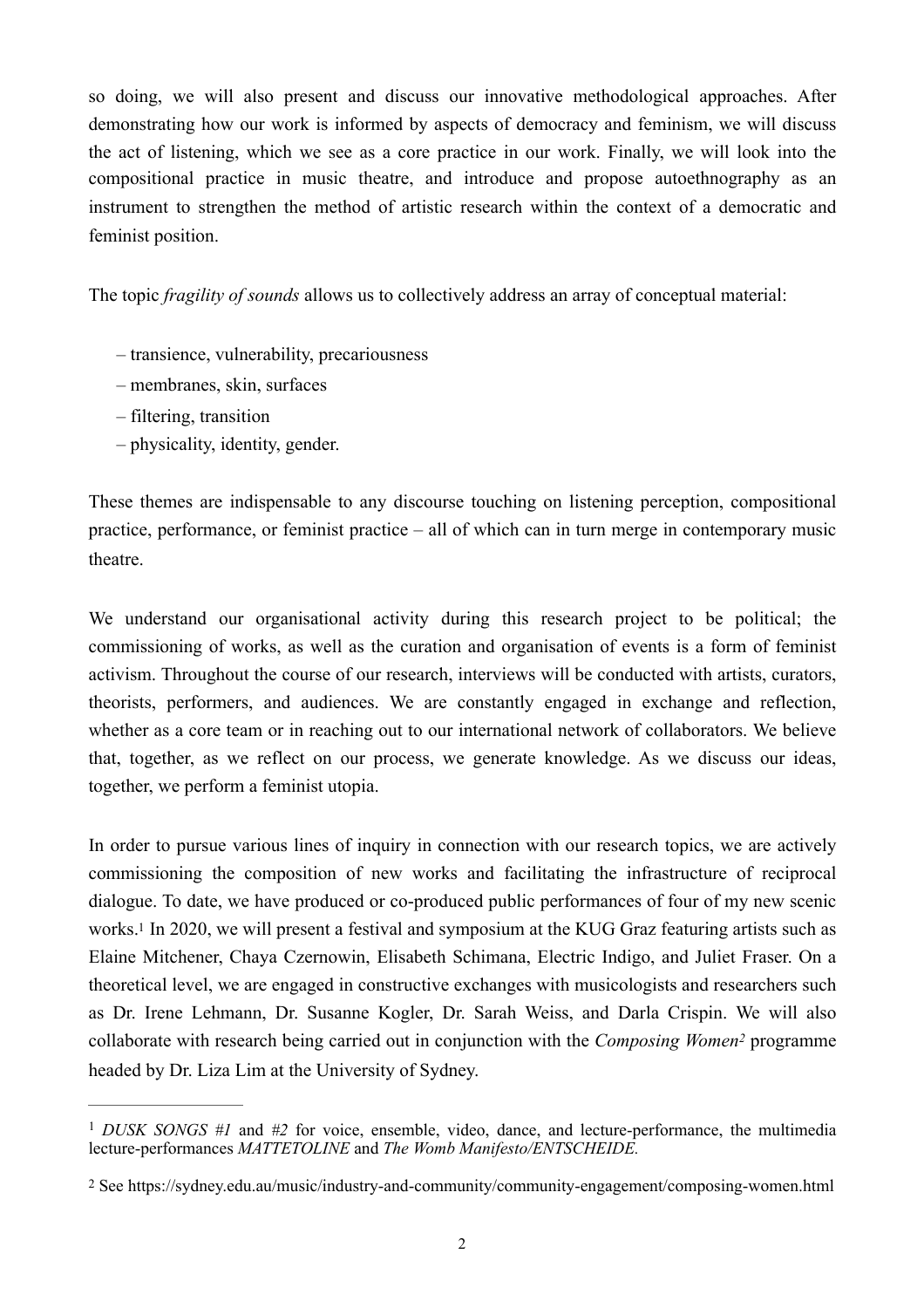so doing, we will also present and discuss our innovative methodological approaches. After demonstrating how our work is informed by aspects of democracy and feminism, we will discuss the act of listening, which we see as a core practice in our work. Finally, we will look into the compositional practice in music theatre, and introduce and propose autoethnography as an instrument to strengthen the method of artistic research within the context of a democratic and feminist position.

The topic *fragility of sounds* allows us to collectively address an array of conceptual material:

- – transience, vulnerability, precariousness
- – membranes, skin, surfaces
- – filtering, transition
- – physicality, identity, gender.

These themes are indispensable to any discourse touching on listening perception, compositional practice, performance, or feminist practice – all of which can in turn merge in contemporary music theatre.

We understand our organisational activity during this research project to be political; the commissioning of works, as well as the curation and organisation of events is a form of feminist activism. Throughout the course of our research, interviews will be conducted with artists, curators, theorists, performers, and audiences. We are constantly engaged in exchange and reflection, whether as a core team or in reaching out to our international network of collaborators. We believe that, together, as we reflect on our process, we generate knowledge. As we discuss our ideas, together, we perform a feminist utopia.

In order to pursue various lines of inquiry in connection with our research topics, we are actively commissioning the composition of new works and facilitating the infrastructure of reciprocal dialogue. To date, we have produced or co-produced public performances of four of my new scenic works.[1] In 2020, we will present a festival and symposium at the KUG Graz featuring artists such as Elaine Mitchener, Chaya Czernowin, Elisabeth Schimana, Electric Indigo, and Juliet Fraser. On a theoretical level, we are engaged in constructive exchanges with musicologists and researchers such as Dr. Irene Lehmann, Dr. Susanne Kogler, Dr. Sarah Weiss, and Darla Crispin. We will also collaborate with research being carried out in conjunction with the *Composing Women*[2] programme headed by Dr. Liza Lim at the University of Sydney.

---

[1] *DUSK SONGS #1* and *#2* for voice, ensemble, video, dance, and lecture-performance, the multimedia lecture-performances *MATTETOLINE* and *The Womb Manifesto/ENTSCHEIDE.*

[2] See https://sydney.edu.au/music/industry-and-community/community-engagement/composing-women.html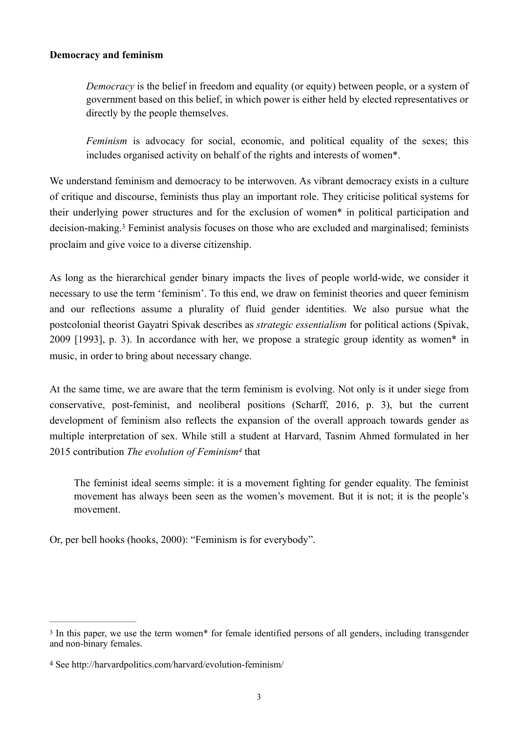**Democracy and feminism**

> *Democracy* is the belief in freedom and equality (or equity) between people, or a system of government based on this belief, in which power is either held by elected representatives or directly by the people themselves.
>
> *Feminism* is advocacy for social, economic, and political equality of the sexes; this includes organised activity on behalf of the rights and interests of women*.

We understand feminism and democracy to be interwoven. As vibrant democracy exists in a culture of critique and discourse, feminists thus play an important role. They criticise political systems for their underlying power structures and for the exclusion of women* in political participation and decision-making.[3] Feminist analysis focuses on those who are excluded and marginalised; feminists proclaim and give voice to a diverse citizenship.

As long as the hierarchical gender binary impacts the lives of people world-wide, we consider it necessary to use the term 'feminism'. To this end, we draw on feminist theories and queer feminism and our reflections assume a plurality of fluid gender identities. We also pursue what the postcolonial theorist Gayatri Spivak describes as *strategic essentialism* for political actions (Spivak, 2009 [1993], p. 3). In accordance with her, we propose a strategic group identity as women* in music, in order to bring about necessary change.

At the same time, we are aware that the term feminism is evolving. Not only is it under siege from conservative, post-feminist, and neoliberal positions (Scharff, 2016, p. 3), but the current development of feminism also reflects the expansion of the overall approach towards gender as multiple interpretation of sex. While still a student at Harvard, Tasnim Ahmed formulated in her 2015 contribution *The evolution of Feminism*[4] that

> The feminist ideal seems simple: it is a movement fighting for gender equality. The feminist movement has always been seen as the women's movement. But it is not; it is the people's movement.

Or, per bell hooks (hooks, 2000): "Feminism is for everybody".

---

[3] In this paper, we use the term women* for female identified persons of all genders, including transgender and non-binary females.

[4] See http://harvardpolitics.com/harvard/evolution-feminism/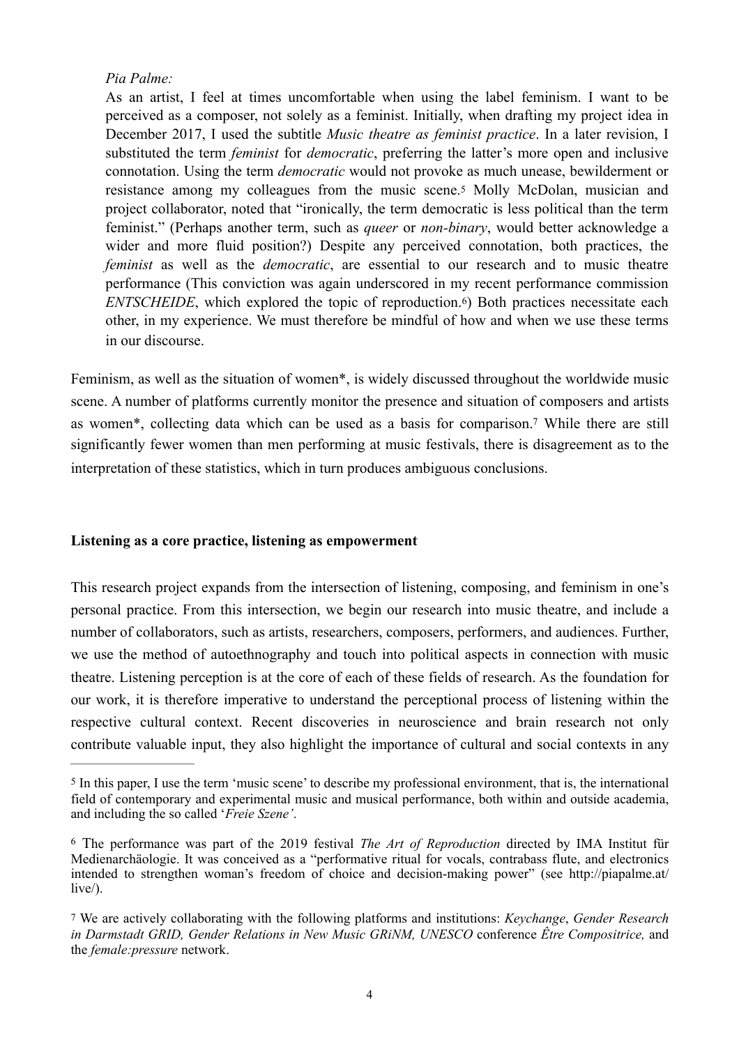*Pia Palme:*

As an artist, I feel at times uncomfortable when using the label feminism. I want to be perceived as a composer, not solely as a feminist. Initially, when drafting my project idea in December 2017, I used the subtitle *Music theatre as feminist practice*. In a later revision, I substituted the term *feminist* for *democratic*, preferring the latter's more open and inclusive connotation. Using the term *democratic* would not provoke as much unease, bewilderment or resistance among my colleagues from the music scene.[5] Molly McDolan, musician and project collaborator, noted that "ironically, the term democratic is less political than the term feminist." (Perhaps another term, such as *queer* or *non-binary*, would better acknowledge a wider and more fluid position?) Despite any perceived connotation, both practices, the *feminist* as well as the *democratic*, are essential to our research and to music theatre performance (This conviction was again underscored in my recent performance commission *ENTSCHEIDE*, which explored the topic of reproduction.[6]) Both practices necessitate each other, in my experience. We must therefore be mindful of how and when we use these terms in our discourse.

Feminism, as well as the situation of women*, is widely discussed throughout the worldwide music scene. A number of platforms currently monitor the presence and situation of composers and artists as women*, collecting data which can be used as a basis for comparison.[7] While there are still significantly fewer women than men performing at music festivals, there is disagreement as to the interpretation of these statistics, which in turn produces ambiguous conclusions.

**Listening as a core practice, listening as empowerment**

This research project expands from the intersection of listening, composing, and feminism in one's personal practice. From this intersection, we begin our research into music theatre, and include a number of collaborators, such as artists, researchers, composers, performers, and audiences. Further, we use the method of autoethnography and touch into political aspects in connection with music theatre. Listening perception is at the core of each of these fields of research. As the foundation for our work, it is therefore imperative to understand the perceptional process of listening within the respective cultural context. Recent discoveries in neuroscience and brain research not only contribute valuable input, they also highlight the importance of cultural and social contexts in any

---

[5] In this paper, I use the term 'music scene' to describe my professional environment, that is, the international field of contemporary and experimental music and musical performance, both within and outside academia, and including the so called '*Freie Szene'*.

[6] The performance was part of the 2019 festival *The Art of Reproduction* directed by IMA Institut für Medienarchäologie. It was conceived as a "performative ritual for vocals, contrabass flute, and electronics intended to strengthen woman's freedom of choice and decision-making power" (see http://piapalme.at/live/).

[7] We are actively collaborating with the following platforms and institutions: *Keychange*, *Gender Research in Darmstadt GRID, Gender Relations in New Music GRiNM, UNESCO* conference *Être Compositrice,* and the *female:pressure* network.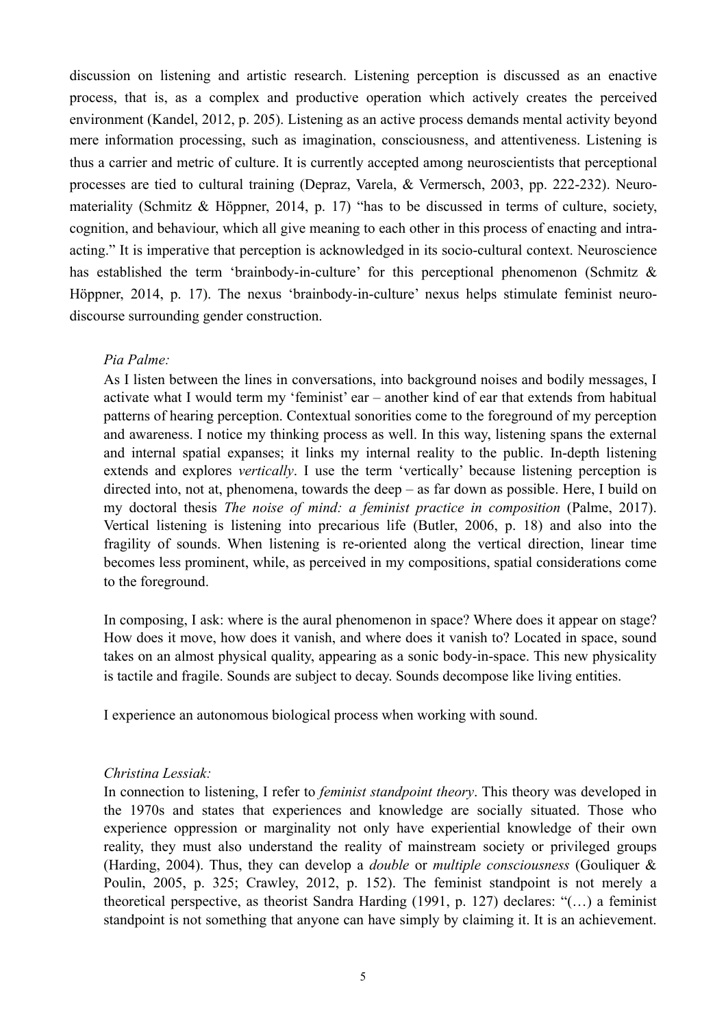discussion on listening and artistic research. Listening perception is discussed as an enactive process, that is, as a complex and productive operation which actively creates the perceived environment (Kandel, 2012, p. 205). Listening as an active process demands mental activity beyond mere information processing, such as imagination, consciousness, and attentiveness. Listening is thus a carrier and metric of culture. It is currently accepted among neuroscientists that perceptional processes are tied to cultural training (Depraz, Varela, & Vermersch, 2003, pp. 222-232). Neuro-materiality (Schmitz & Höppner, 2014, p. 17) "has to be discussed in terms of culture, society, cognition, and behaviour, which all give meaning to each other in this process of enacting and intra-acting." It is imperative that perception is acknowledged in its socio-cultural context. Neuroscience has established the term 'brainbody-in-culture' for this perceptional phenomenon (Schmitz & Höppner, 2014, p. 17). The nexus 'brainbody-in-culture' nexus helps stimulate feminist neuro-discourse surrounding gender construction.

> *Pia Palme:*
>
> As I listen between the lines in conversations, into background noises and bodily messages, I activate what I would term my 'feminist' ear – another kind of ear that extends from habitual patterns of hearing perception. Contextual sonorities come to the foreground of my perception and awareness. I notice my thinking process as well. In this way, listening spans the external and internal spatial expanses; it links my internal reality to the public. In-depth listening extends and explores *vertically*. I use the term 'vertically' because listening perception is directed into, not at, phenomena, towards the deep – as far down as possible. Here, I build on my doctoral thesis *The noise of mind: a feminist practice in composition* (Palme, 2017). Vertical listening is listening into precarious life (Butler, 2006, p. 18) and also into the fragility of sounds. When listening is re-oriented along the vertical direction, linear time becomes less prominent, while, as perceived in my compositions, spatial considerations come to the foreground.
>
> In composing, I ask: where is the aural phenomenon in space? Where does it appear on stage? How does it move, how does it vanish, and where does it vanish to? Located in space, sound takes on an almost physical quality, appearing as a sonic body-in-space. This new physicality is tactile and fragile. Sounds are subject to decay. Sounds decompose like living entities.
>
> I experience an autonomous biological process when working with sound.

> *Christina Lessiak:*
>
> In connection to listening, I refer to *feminist standpoint theory*. This theory was developed in the 1970s and states that experiences and knowledge are socially situated. Those who experience oppression or marginality not only have experiential knowledge of their own reality, they must also understand the reality of mainstream society or privileged groups (Harding, 2004). Thus, they can develop a *double* or *multiple consciousness* (Gouliquer & Poulin, 2005, p. 325; Crawley, 2012, p. 152). The feminist standpoint is not merely a theoretical perspective, as theorist Sandra Harding (1991, p. 127) declares: "(…) a feminist standpoint is not something that anyone can have simply by claiming it. It is an achievement.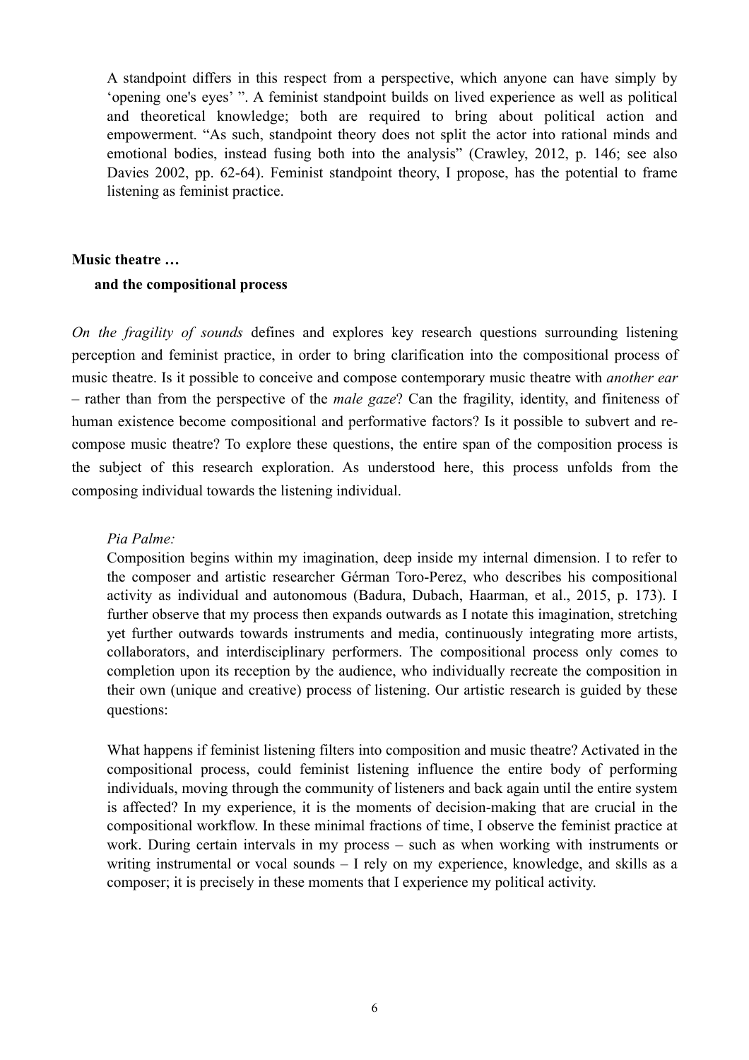A standpoint differs in this respect from a perspective, which anyone can have simply by 'opening one's eyes' ". A feminist standpoint builds on lived experience as well as political and theoretical knowledge; both are required to bring about political action and empowerment. "As such, standpoint theory does not split the actor into rational minds and emotional bodies, instead fusing both into the analysis" (Crawley, 2012, p. 146; see also Davies 2002, pp. 62-64). Feminist standpoint theory, I propose, has the potential to frame listening as feminist practice.

**Music theatre …**

**and the compositional process**

*On the fragility of sounds* defines and explores key research questions surrounding listening perception and feminist practice, in order to bring clarification into the compositional process of music theatre. Is it possible to conceive and compose contemporary music theatre with *another ear* – rather than from the perspective of the *male gaze*? Can the fragility, identity, and finiteness of human existence become compositional and performative factors? Is it possible to subvert and re-compose music theatre? To explore these questions, the entire span of the composition process is the subject of this research exploration. As understood here, this process unfolds from the composing individual towards the listening individual.

*Pia Palme:*
Composition begins within my imagination, deep inside my internal dimension. I to refer to the composer and artistic researcher Gérman Toro-Perez, who describes his compositional activity as individual and autonomous (Badura, Dubach, Haarman, et al., 2015, p. 173). I further observe that my process then expands outwards as I notate this imagination, stretching yet further outwards towards instruments and media, continuously integrating more artists, collaborators, and interdisciplinary performers. The compositional process only comes to completion upon its reception by the audience, who individually recreate the composition in their own (unique and creative) process of listening. Our artistic research is guided by these questions:

What happens if feminist listening filters into composition and music theatre? Activated in the compositional process, could feminist listening influence the entire body of performing individuals, moving through the community of listeners and back again until the entire system is affected? In my experience, it is the moments of decision-making that are crucial in the compositional workflow. In these minimal fractions of time, I observe the feminist practice at work. During certain intervals in my process – such as when working with instruments or writing instrumental or vocal sounds – I rely on my experience, knowledge, and skills as a composer; it is precisely in these moments that I experience my political activity.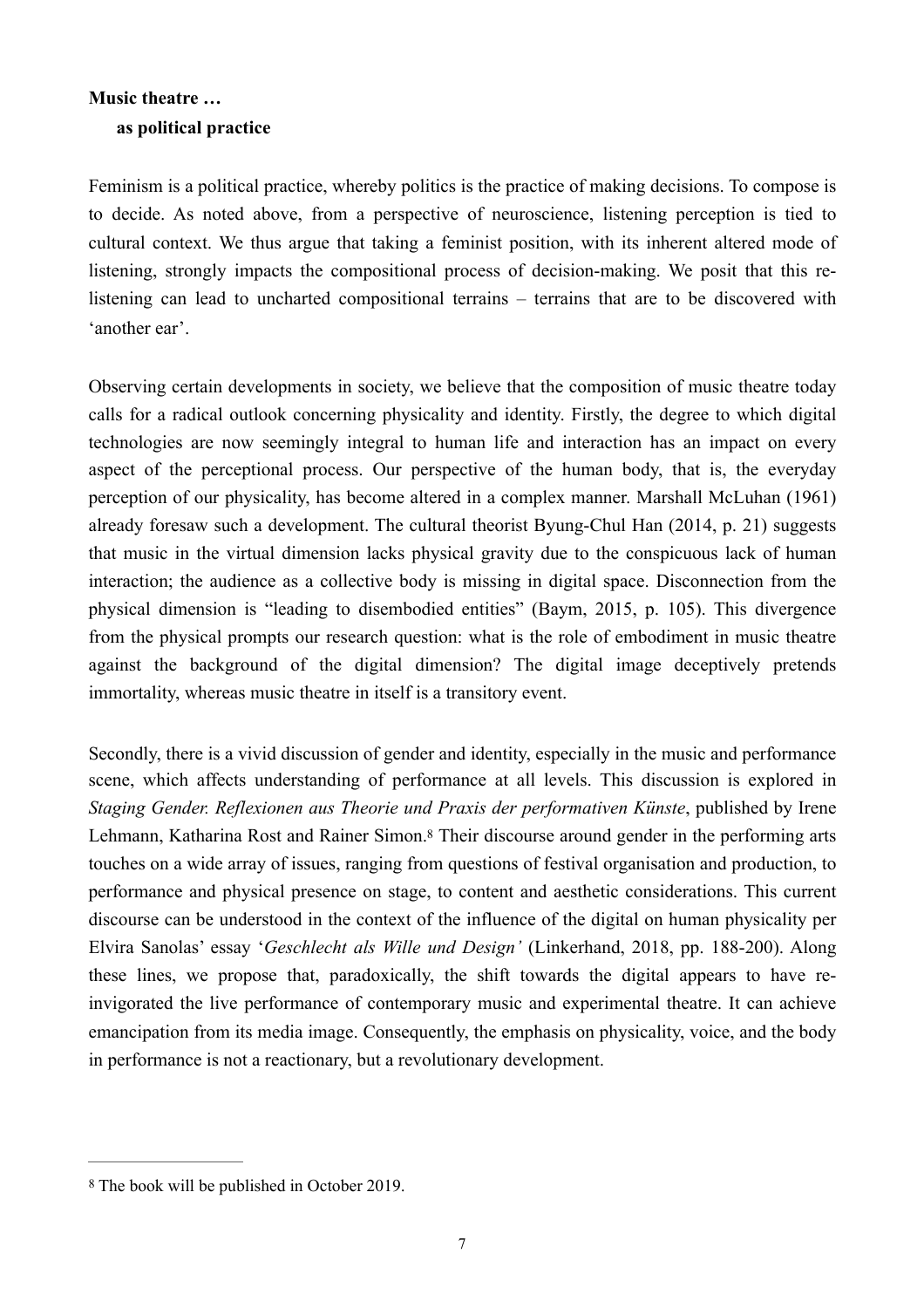**Music theatre …**

**as political practice**

Feminism is a political practice, whereby politics is the practice of making decisions. To compose is to decide. As noted above, from a perspective of neuroscience, listening perception is tied to cultural context. We thus argue that taking a feminist position, with its inherent altered mode of listening, strongly impacts the compositional process of decision-making. We posit that this re-listening can lead to uncharted compositional terrains – terrains that are to be discovered with 'another ear'.

Observing certain developments in society, we believe that the composition of music theatre today calls for a radical outlook concerning physicality and identity. Firstly, the degree to which digital technologies are now seemingly integral to human life and interaction has an impact on every aspect of the perceptional process. Our perspective of the human body, that is, the everyday perception of our physicality, has become altered in a complex manner. Marshall McLuhan (1961) already foresaw such a development. The cultural theorist Byung-Chul Han (2014, p. 21) suggests that music in the virtual dimension lacks physical gravity due to the conspicuous lack of human interaction; the audience as a collective body is missing in digital space. Disconnection from the physical dimension is "leading to disembodied entities" (Baym, 2015, p. 105). This divergence from the physical prompts our research question: what is the role of embodiment in music theatre against the background of the digital dimension? The digital image deceptively pretends immortality, whereas music theatre in itself is a transitory event.

Secondly, there is a vivid discussion of gender and identity, especially in the music and performance scene, which affects understanding of performance at all levels. This discussion is explored in *Staging Gender. Reflexionen aus Theorie und Praxis der performativen Künste*, published by Irene Lehmann, Katharina Rost and Rainer Simon.[8] Their discourse around gender in the performing arts touches on a wide array of issues, ranging from questions of festival organisation and production, to performance and physical presence on stage, to content and aesthetic considerations. This current discourse can be understood in the context of the influence of the digital on human physicality per Elvira Sanolas' essay '*Geschlecht als Wille und Design'* (Linkerhand, 2018, pp. 188-200). Along these lines, we propose that, paradoxically, the shift towards the digital appears to have re-invigorated the live performance of contemporary music and experimental theatre. It can achieve emancipation from its media image. Consequently, the emphasis on physicality, voice, and the body in performance is not a reactionary, but a revolutionary development.

---

[8] The book will be published in October 2019.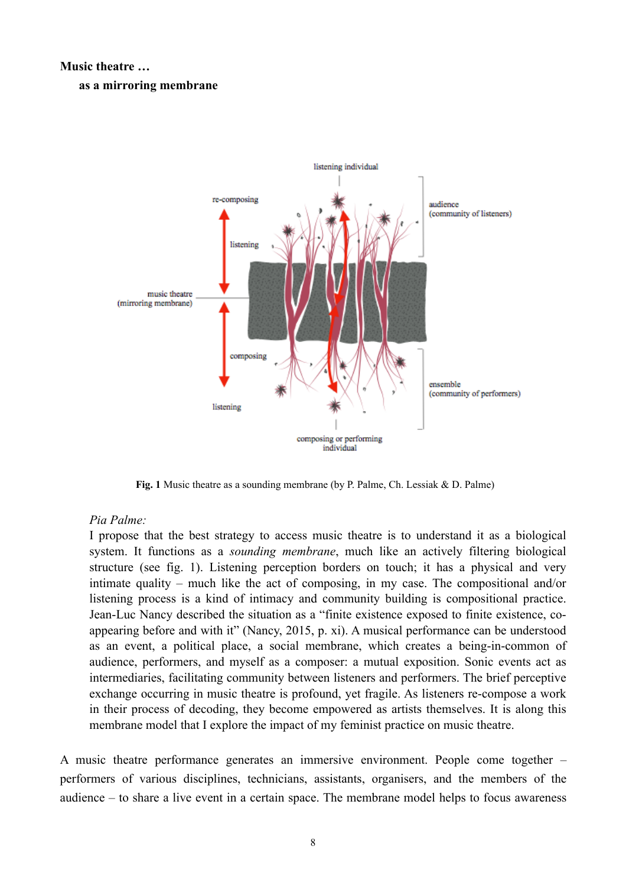**Music theatre …**

**as a mirroring membrane**

**Fig. 1** Music theatre as a sounding membrane (by P. Palme, Ch. Lessiak & D. Palme)

> *Pia Palme:*
> I propose that the best strategy to access music theatre is to understand it as a biological system. It functions as a *sounding membrane*, much like an actively filtering biological structure (see fig. 1). Listening perception borders on touch; it has a physical and very intimate quality – much like the act of composing, in my case. The compositional and/or listening process is a kind of intimacy and community building is compositional practice. Jean-Luc Nancy described the situation as a "finite existence exposed to finite existence, co-appearing before and with it" (Nancy, 2015, p. xi). A musical performance can be understood as an event, a political place, a social membrane, which creates a being-in-common of audience, performers, and myself as a composer: a mutual exposition. Sonic events act as intermediaries, facilitating community between listeners and performers. The brief perceptive exchange occurring in music theatre is profound, yet fragile. As listeners re-compose a work in their process of decoding, they become empowered as artists themselves. It is along this membrane model that I explore the impact of my feminist practice on music theatre.

A music theatre performance generates an immersive environment. People come together – performers of various disciplines, technicians, assistants, organisers, and the members of the audience – to share a live event in a certain space. The membrane model helps to focus awareness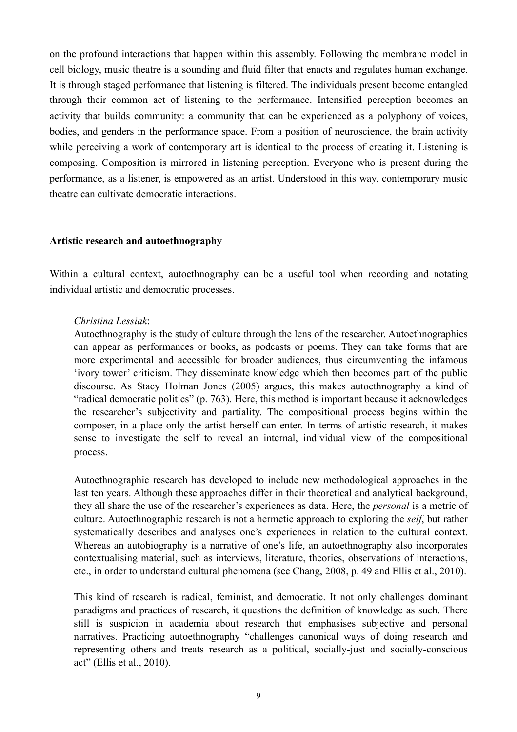on the profound interactions that happen within this assembly. Following the membrane model in cell biology, music theatre is a sounding and fluid filter that enacts and regulates human exchange. It is through staged performance that listening is filtered. The individuals present become entangled through their common act of listening to the performance. Intensified perception becomes an activity that builds community: a community that can be experienced as a polyphony of voices, bodies, and genders in the performance space. From a position of neuroscience, the brain activity while perceiving a work of contemporary art is identical to the process of creating it. Listening is composing. Composition is mirrored in listening perception. Everyone who is present during the performance, as a listener, is empowered as an artist. Understood in this way, contemporary music theatre can cultivate democratic interactions.

**Artistic research and autoethnography**

Within a cultural context, autoethnography can be a useful tool when recording and notating individual artistic and democratic processes.

> *Christina Lessiak*:
> Autoethnography is the study of culture through the lens of the researcher. Autoethnographies can appear as performances or books, as podcasts or poems. They can take forms that are more experimental and accessible for broader audiences, thus circumventing the infamous 'ivory tower' criticism. They disseminate knowledge which then becomes part of the public discourse. As Stacy Holman Jones (2005) argues, this makes autoethnography a kind of "radical democratic politics" (p. 763). Here, this method is important because it acknowledges the researcher's subjectivity and partiality. The compositional process begins within the composer, in a place only the artist herself can enter. In terms of artistic research, it makes sense to investigate the self to reveal an internal, individual view of the compositional process.
>
> Autoethnographic research has developed to include new methodological approaches in the last ten years. Although these approaches differ in their theoretical and analytical background, they all share the use of the researcher's experiences as data. Here, the *personal* is a metric of culture. Autoethnographic research is not a hermetic approach to exploring the *self*, but rather systematically describes and analyses one's experiences in relation to the cultural context. Whereas an autobiography is a narrative of one's life, an autoethnography also incorporates contextualising material, such as interviews, literature, theories, observations of interactions, etc., in order to understand cultural phenomena (see Chang, 2008, p. 49 and Ellis et al., 2010).
>
> This kind of research is radical, feminist, and democratic. It not only challenges dominant paradigms and practices of research, it questions the definition of knowledge as such. There still is suspicion in academia about research that emphasises subjective and personal narratives. Practicing autoethnography "challenges canonical ways of doing research and representing others and treats research as a political, socially-just and socially-conscious act" (Ellis et al., 2010).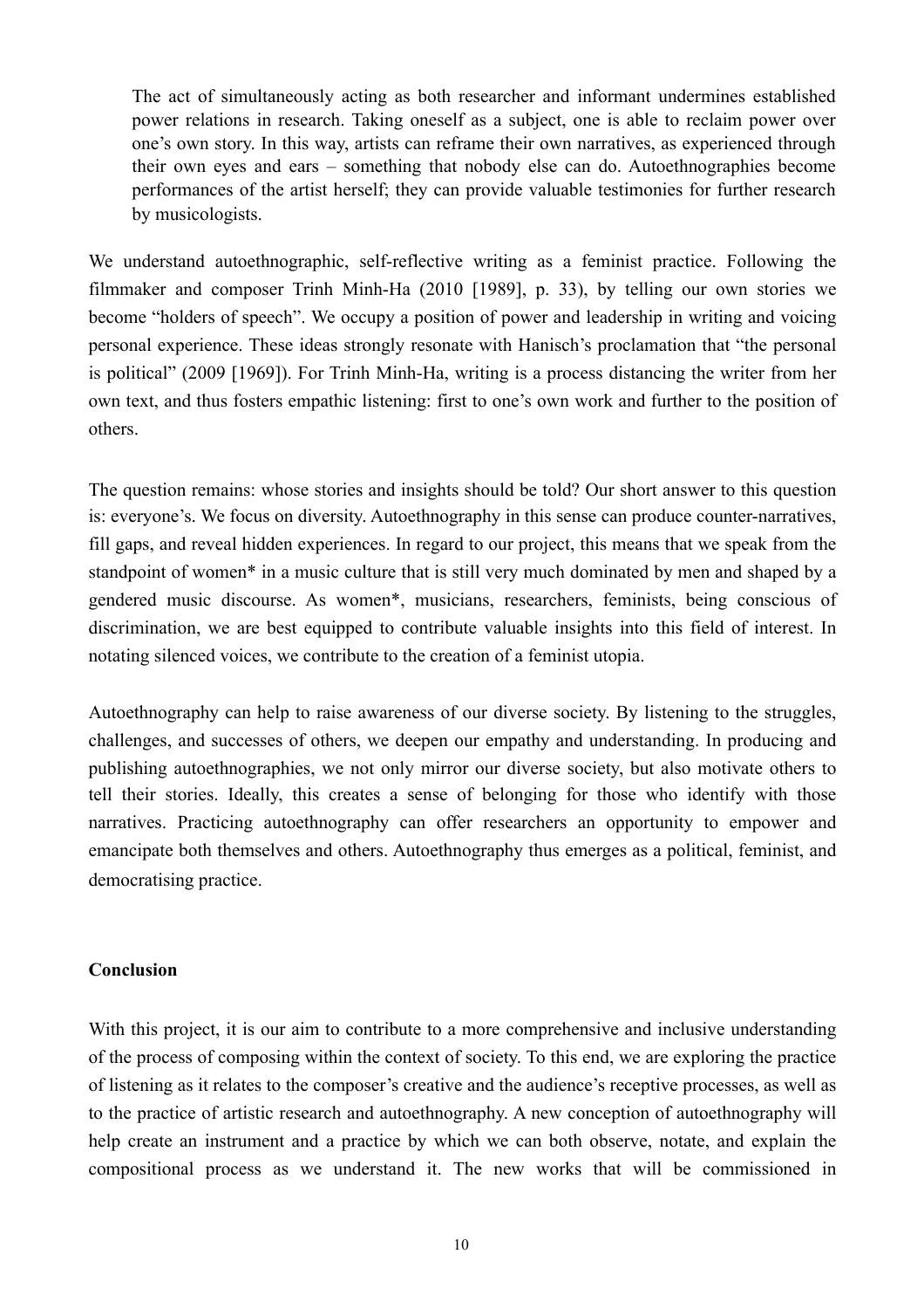> The act of simultaneously acting as both researcher and informant undermines established power relations in research. Taking oneself as a subject, one is able to reclaim power over one's own story. In this way, artists can reframe their own narratives, as experienced through their own eyes and ears – something that nobody else can do. Autoethnographies become performances of the artist herself; they can provide valuable testimonies for further research by musicologists.

We understand autoethnographic, self-reflective writing as a feminist practice. Following the filmmaker and composer Trinh Minh-Ha (2010 [1989], p. 33), by telling our own stories we become "holders of speech". We occupy a position of power and leadership in writing and voicing personal experience. These ideas strongly resonate with Hanisch's proclamation that "the personal is political" (2009 [1969]). For Trinh Minh-Ha, writing is a process distancing the writer from her own text, and thus fosters empathic listening: first to one's own work and further to the position of others.

The question remains: whose stories and insights should be told? Our short answer to this question is: everyone's. We focus on diversity. Autoethnography in this sense can produce counter-narratives, fill gaps, and reveal hidden experiences. In regard to our project, this means that we speak from the standpoint of women* in a music culture that is still very much dominated by men and shaped by a gendered music discourse. As women*, musicians, researchers, feminists, being conscious of discrimination, we are best equipped to contribute valuable insights into this field of interest. In notating silenced voices, we contribute to the creation of a feminist utopia.

Autoethnography can help to raise awareness of our diverse society. By listening to the struggles, challenges, and successes of others, we deepen our empathy and understanding. In producing and publishing autoethnographies, we not only mirror our diverse society, but also motivate others to tell their stories. Ideally, this creates a sense of belonging for those who identify with those narratives. Practicing autoethnography can offer researchers an opportunity to empower and emancipate both themselves and others. Autoethnography thus emerges as a political, feminist, and democratising practice.

**Conclusion**

With this project, it is our aim to contribute to a more comprehensive and inclusive understanding of the process of composing within the context of society. To this end, we are exploring the practice of listening as it relates to the composer's creative and the audience's receptive processes, as well as to the practice of artistic research and autoethnography. A new conception of autoethnography will help create an instrument and a practice by which we can both observe, notate, and explain the compositional process as we understand it. The new works that will be commissioned in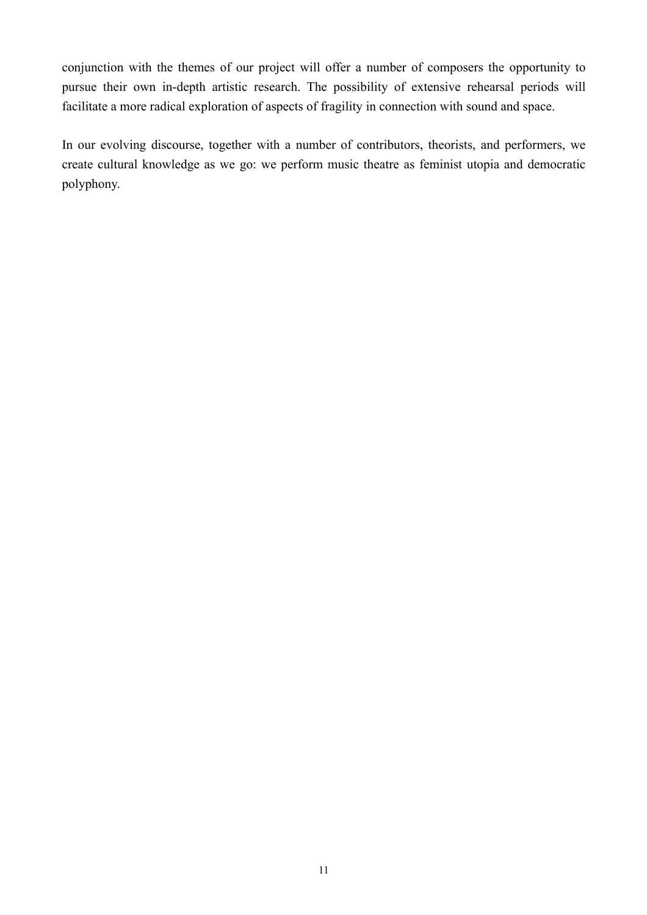conjunction with the themes of our project will offer a number of composers the opportunity to pursue their own in-depth artistic research. The possibility of extensive rehearsal periods will facilitate a more radical exploration of aspects of fragility in connection with sound and space.

In our evolving discourse, together with a number of contributors, theorists, and performers, we create cultural knowledge as we go: we perform music theatre as feminist utopia and democratic polyphony.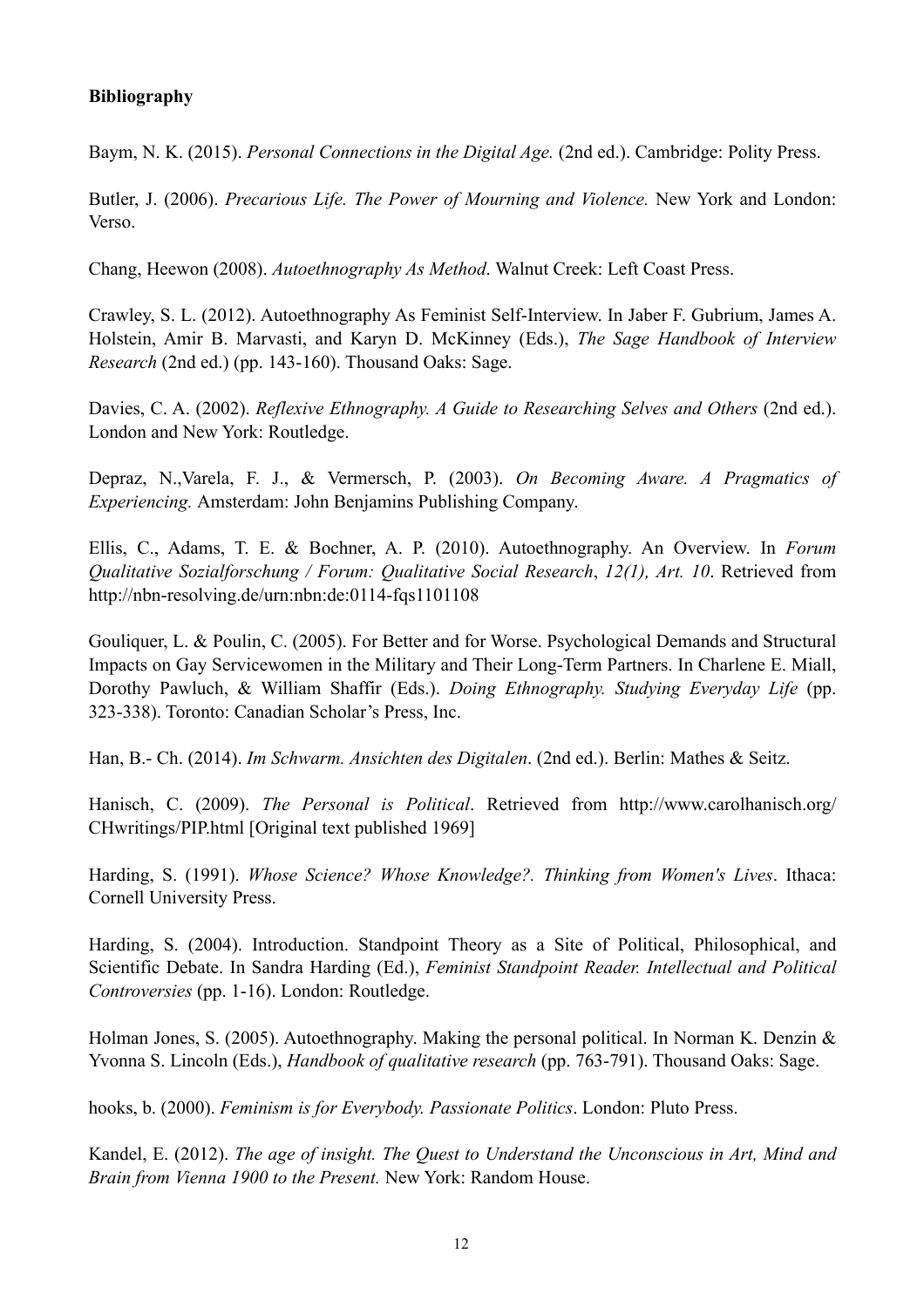**Bibliography**

Baym, N. K. (2015). *Personal Connections in the Digital Age.* (2nd ed.). Cambridge: Polity Press.

Butler, J. (2006). *Precarious Life. The Power of Mourning and Violence.* New York and London: Verso.

Chang, Heewon (2008). *Autoethnography As Method*. Walnut Creek: Left Coast Press.

Crawley, S. L. (2012). Autoethnography As Feminist Self-Interview. In Jaber F. Gubrium, James A. Holstein, Amir B. Marvasti, and Karyn D. McKinney (Eds.), *The Sage Handbook of Interview Research* (2nd ed.) (pp. 143-160). Thousand Oaks: Sage.

Davies, C. A. (2002). *Reflexive Ethnography. A Guide to Researching Selves and Others* (2nd ed.). London and New York: Routledge.

Depraz, N.,Varela, F. J., & Vermersch, P. (2003). *On Becoming Aware. A Pragmatics of Experiencing.* Amsterdam: John Benjamins Publishing Company.

Ellis, C., Adams, T. E. & Bochner, A. P. (2010). Autoethnography. An Overview. In *Forum Qualitative Sozialforschung / Forum: Qualitative Social Research*, *12(1), Art. 10*. Retrieved from http://nbn-resolving.de/urn:nbn:de:0114-fqs1101108

Gouliquer, L. & Poulin, C. (2005). For Better and for Worse. Psychological Demands and Structural Impacts on Gay Servicewomen in the Military and Their Long-Term Partners. In Charlene E. Miall, Dorothy Pawluch, & William Shaffir (Eds.). *Doing Ethnography. Studying Everyday Life* (pp. 323-338). Toronto: Canadian Scholar's Press, Inc.

Han, B.- Ch. (2014). *Im Schwarm. Ansichten des Digitalen*. (2nd ed.). Berlin: Mathes & Seitz.

Hanisch, C. (2009). *The Personal is Political*. Retrieved from http://www.carolhanisch.org/CHwritings/PIP.html [Original text published 1969]

Harding, S. (1991). *Whose Science? Whose Knowledge?. Thinking from Women's Lives*. Ithaca: Cornell University Press.

Harding, S. (2004). Introduction. Standpoint Theory as a Site of Political, Philosophical, and Scientific Debate. In Sandra Harding (Ed.), *Feminist Standpoint Reader. Intellectual and Political Controversies* (pp. 1-16). London: Routledge.

Holman Jones, S. (2005). Autoethnography. Making the personal political. In Norman K. Denzin & Yvonna S. Lincoln (Eds.), *Handbook of qualitative research* (pp. 763-791). Thousand Oaks: Sage.

hooks, b. (2000). *Feminism is for Everybody. Passionate Politics*. London: Pluto Press.

Kandel, E. (2012). *The age of insight. The Quest to Understand the Unconscious in Art, Mind and Brain from Vienna 1900 to the Present.* New York: Random House.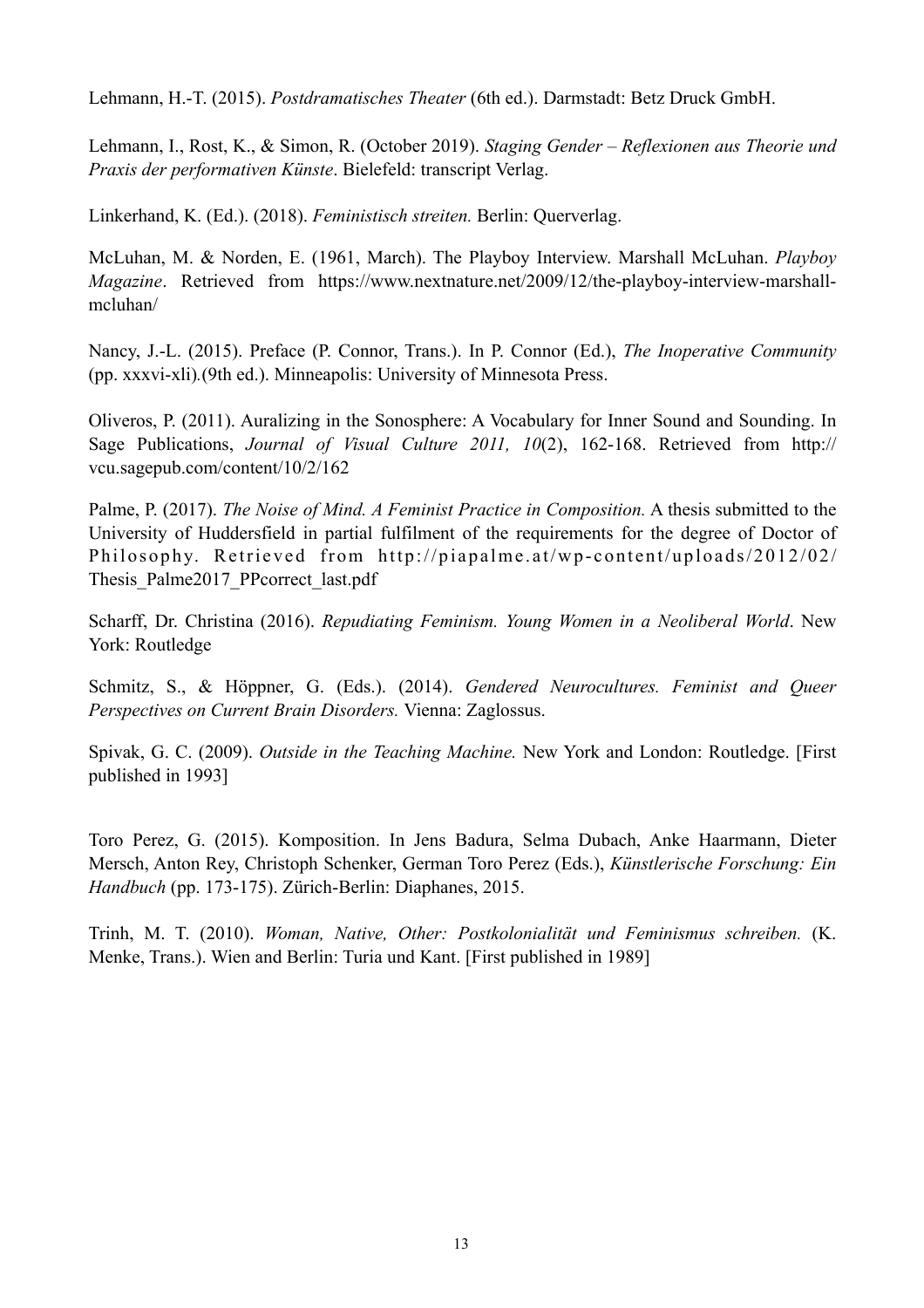Lehmann, H.-T. (2015). *Postdramatisches Theater* (6th ed.). Darmstadt: Betz Druck GmbH.

Lehmann, I., Rost, K., & Simon, R. (October 2019). *Staging Gender – Reflexionen aus Theorie und Praxis der performativen Künste*. Bielefeld: transcript Verlag.

Linkerhand, K. (Ed.). (2018). *Feministisch streiten.* Berlin: Querverlag.

McLuhan, M. & Norden, E. (1961, March). The Playboy Interview. Marshall McLuhan. *Playboy Magazine*. Retrieved from https://www.nextnature.net/2009/12/the-playboy-interview-marshall-mcluhan/

Nancy, J.-L. (2015). Preface (P. Connor, Trans.). In P. Connor (Ed.), *The Inoperative Community* (pp. xxxvi-xli)*.*(9th ed.). Minneapolis: University of Minnesota Press.

Oliveros, P. (2011). Auralizing in the Sonosphere: A Vocabulary for Inner Sound and Sounding. In Sage Publications, *Journal of Visual Culture 2011, 10*(2), 162-168. Retrieved from http://vcu.sagepub.com/content/10/2/162

Palme, P. (2017). *The Noise of Mind. A Feminist Practice in Composition.* A thesis submitted to the University of Huddersfield in partial fulfilment of the requirements for the degree of Doctor of Philosophy. Retrieved from http://piapalme.at/wp-content/uploads/2012/02/Thesis_Palme2017_PPcorrect_last.pdf

Scharff, Dr. Christina (2016). *Repudiating Feminism. Young Women in a Neoliberal World*. New York: Routledge

Schmitz, S., & Höppner, G. (Eds.). (2014). *Gendered Neurocultures. Feminist and Queer Perspectives on Current Brain Disorders.* Vienna: Zaglossus.

Spivak, G. C. (2009). *Outside in the Teaching Machine.* New York and London: Routledge. [First published in 1993]

Toro Perez, G. (2015). Komposition. In Jens Badura, Selma Dubach, Anke Haarmann, Dieter Mersch, Anton Rey, Christoph Schenker, German Toro Perez (Eds.), *Künstlerische Forschung: Ein Handbuch* (pp. 173-175). Zürich-Berlin: Diaphanes, 2015.

Trinh, M. T. (2010). *Woman, Native, Other: Postkolonialität und Feminismus schreiben.* (K. Menke, Trans.). Wien and Berlin: Turia und Kant. [First published in 1989]